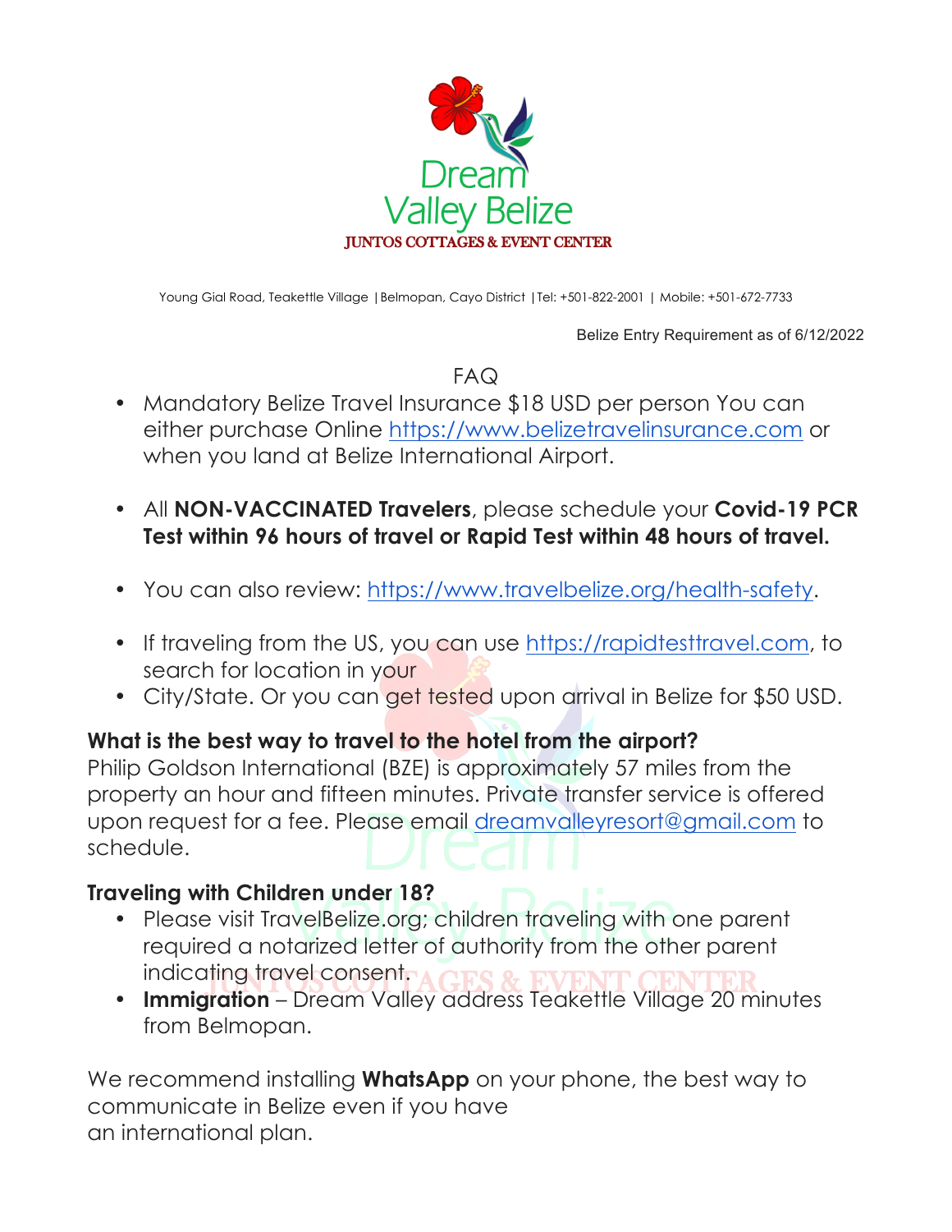Dream Valley Belize

JUNTOS COTTAGES & EVENT CENTER

Young Gial Road, Teakettle Village | Belmopan, Cayo District | Tel: +501-822-2001 | Mobile: +501-672-7733

Belize Entry Requirement as of 6/12/2022

FAQ

- Mandatory Belize Travel Insurance $18 USD per person You can either purchase Online https://www.belizetravelinsurance.com or when you land at Belize International Airport.

- All **NON-VACCINATED Travelers**, please schedule your **Covid-19 PCR Test within 96 hours of travel or Rapid Test within 48 hours of travel.**

- You can also review: https://www.travelbelize.org/health-safety.

- If traveling from the US, you can use https://rapidtesttravel.com, to search for location in your
- City/State. Or you can get tested upon arrival in Belize for $50 USD.

**What is the best way to travel to the hotel from the airport?**

Philip Goldson International (BZE) is approximately 57 miles from the property an hour and fifteen minutes. Private transfer service is offered upon request for a fee. Please email dreamvalleyresort@gmail.com to schedule.

**Traveling with Children under 18?**

- Please visit TravelBelize.org; children traveling with one parent required a notarized letter of authority from the other parent indicating travel consent.
- **Immigration** – Dream Valley address Teakettle Village 20 minutes from Belmopan.

We recommend installing **WhatsApp** on your phone, the best way to communicate in Belize even if you have an international plan.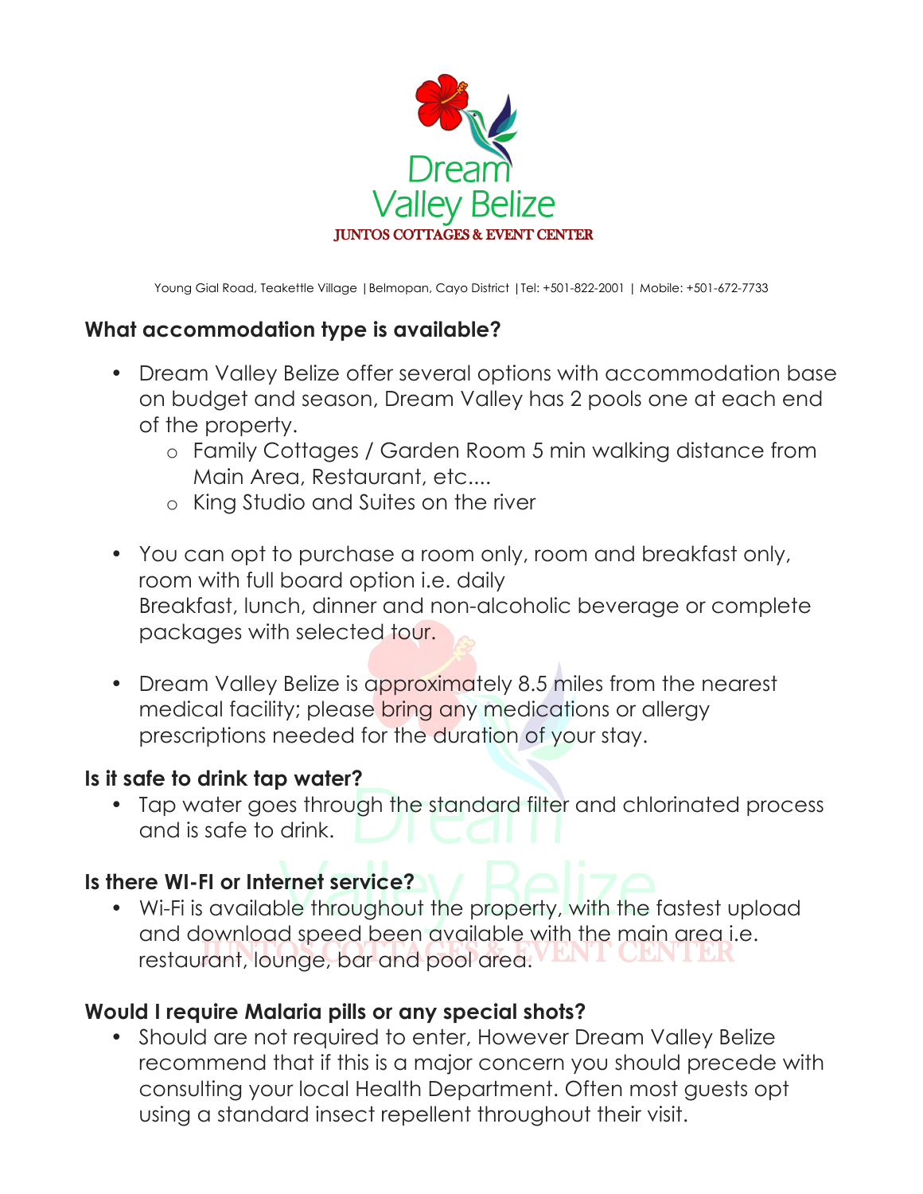Dream Valley Belize
JUNTOS COTTAGES & EVENT CENTER

Young Gial Road, Teakettle Village |Belmopan, Cayo District |Tel: +501-822-2001 | Mobile: +501-672-7733

### What accommodation type is available?

- Dream Valley Belize offer several options with accommodation base on budget and season, Dream Valley has 2 pools one at each end of the property.
  - Family Cottages / Garden Room 5 min walking distance from Main Area, Restaurant, etc....
  - King Studio and Suites on the river

- You can opt to purchase a room only, room and breakfast only, room with full board option i.e. daily Breakfast, lunch, dinner and non-alcoholic beverage or complete packages with selected tour.

- Dream Valley Belize is approximately 8.5 miles from the nearest medical facility; please bring any medications or allergy prescriptions needed for the duration of your stay.

### Is it safe to drink tap water?

- Tap water goes through the standard filter and chlorinated process and is safe to drink.

### Is there WI-FI or Internet service?

- Wi-Fi is available throughout the property, with the fastest upload and download speed been available with the main area i.e. restaurant, lounge, bar and pool area.

### Would I require Malaria pills or any special shots?

- Should are not required to enter, However Dream Valley Belize recommend that if this is a major concern you should precede with consulting your local Health Department. Often most guests opt using a standard insect repellent throughout their visit.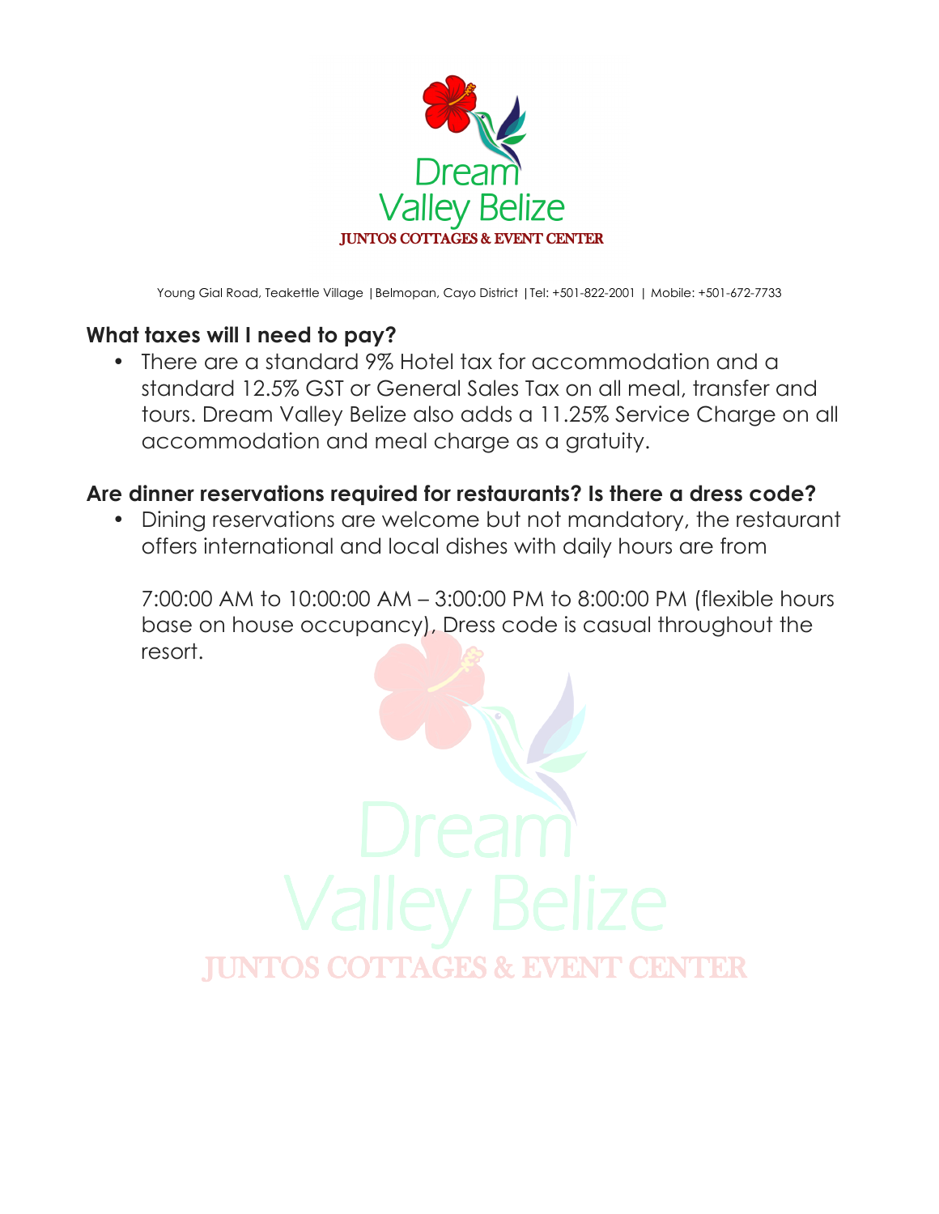### What taxes will I need to pay?

- There are a standard 9% Hotel tax for accommodation and a standard 12.5% GST or General Sales Tax on all meal, transfer and tours. Dream Valley Belize also adds a 11.25% Service Charge on all accommodation and meal charge as a gratuity.

### Are dinner reservations required for restaurants? Is there a dress code?

- Dining reservations are welcome but not mandatory, the restaurant offers international and local dishes with daily hours are from

  7:00:00 AM to 10:00:00 AM – 3:00:00 PM to 8:00:00 PM (flexible hours base on house occupancy), Dress code is casual throughout the resort.